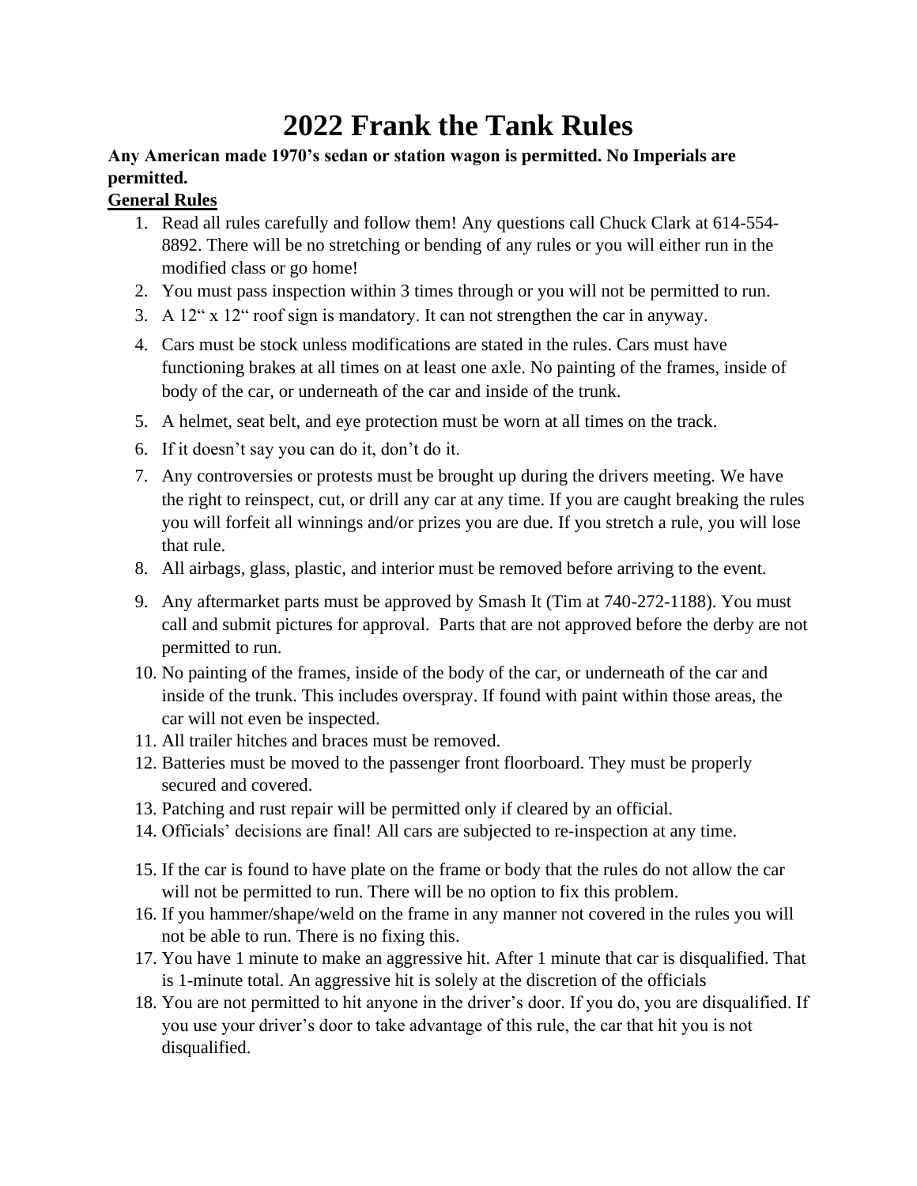# 2022 Frank the Tank Rules

**Any American made 1970's sedan or station wagon is permitted. No Imperials are permitted.**

**General Rules**

1. Read all rules carefully and follow them! Any questions call Chuck Clark at 614-554-8892. There will be no stretching or bending of any rules or you will either run in the modified class or go home!
2. You must pass inspection within 3 times through or you will not be permitted to run.
3. A 12" x 12" roof sign is mandatory. It can not strengthen the car in anyway.
4. Cars must be stock unless modifications are stated in the rules. Cars must have functioning brakes at all times on at least one axle. No painting of the frames, inside of body of the car, or underneath of the car and inside of the trunk.
5. A helmet, seat belt, and eye protection must be worn at all times on the track.
6. If it doesn't say you can do it, don't do it.
7. Any controversies or protests must be brought up during the drivers meeting. We have the right to reinspect, cut, or drill any car at any time. If you are caught breaking the rules you will forfeit all winnings and/or prizes you are due. If you stretch a rule, you will lose that rule.
8. All airbags, glass, plastic, and interior must be removed before arriving to the event.
9. Any aftermarket parts must be approved by Smash It (Tim at 740-272-1188). You must call and submit pictures for approval. Parts that are not approved before the derby are not permitted to run.
10. No painting of the frames, inside of the body of the car, or underneath of the car and inside of the trunk. This includes overspray. If found with paint within those areas, the car will not even be inspected.
11. All trailer hitches and braces must be removed.
12. Batteries must be moved to the passenger front floorboard. They must be properly secured and covered.
13. Patching and rust repair will be permitted only if cleared by an official.
14. Officials' decisions are final! All cars are subjected to re-inspection at any time.
15. If the car is found to have plate on the frame or body that the rules do not allow the car will not be permitted to run. There will be no option to fix this problem.
16. If you hammer/shape/weld on the frame in any manner not covered in the rules you will not be able to run. There is no fixing this.
17. You have 1 minute to make an aggressive hit. After 1 minute that car is disqualified. That is 1-minute total. An aggressive hit is solely at the discretion of the officials
18. You are not permitted to hit anyone in the driver's door. If you do, you are disqualified. If you use your driver's door to take advantage of this rule, the car that hit you is not disqualified.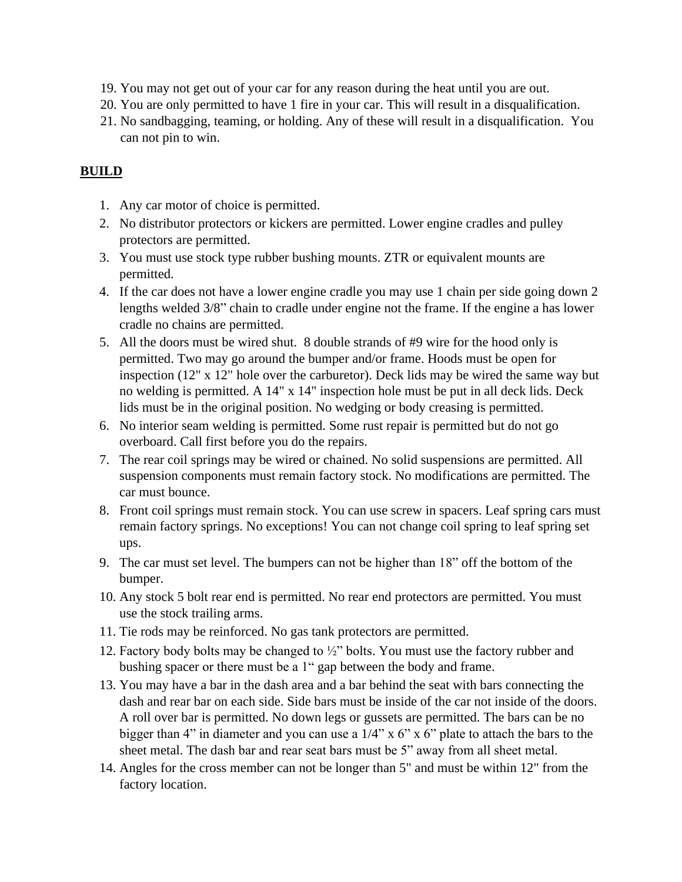19. You may not get out of your car for any reason during the heat until you are out.
20. You are only permitted to have 1 fire in your car. This will result in a disqualification.
21. No sandbagging, teaming, or holding. Any of these will result in a disqualification. You can not pin to win.

## BUILD

1. Any car motor of choice is permitted.
2. No distributor protectors or kickers are permitted. Lower engine cradles and pulley protectors are permitted.
3. You must use stock type rubber bushing mounts. ZTR or equivalent mounts are permitted.
4. If the car does not have a lower engine cradle you may use 1 chain per side going down 2 lengths welded 3/8" chain to cradle under engine not the frame. If the engine a has lower cradle no chains are permitted.
5. All the doors must be wired shut. 8 double strands of #9 wire for the hood only is permitted. Two may go around the bumper and/or frame. Hoods must be open for inspection (12" x 12" hole over the carburetor). Deck lids may be wired the same way but no welding is permitted. A 14" x 14" inspection hole must be put in all deck lids. Deck lids must be in the original position. No wedging or body creasing is permitted.
6. No interior seam welding is permitted. Some rust repair is permitted but do not go overboard. Call first before you do the repairs.
7. The rear coil springs may be wired or chained. No solid suspensions are permitted. All suspension components must remain factory stock. No modifications are permitted. The car must bounce.
8. Front coil springs must remain stock. You can use screw in spacers. Leaf spring cars must remain factory springs. No exceptions! You can not change coil spring to leaf spring set ups.
9. The car must set level. The bumpers can not be higher than 18" off the bottom of the bumper.
10. Any stock 5 bolt rear end is permitted. No rear end protectors are permitted. You must use the stock trailing arms.
11. Tie rods may be reinforced. No gas tank protectors are permitted.
12. Factory body bolts may be changed to ½" bolts. You must use the factory rubber and bushing spacer or there must be a 1" gap between the body and frame.
13. You may have a bar in the dash area and a bar behind the seat with bars connecting the dash and rear bar on each side. Side bars must be inside of the car not inside of the doors. A roll over bar is permitted. No down legs or gussets are permitted. The bars can be no bigger than 4" in diameter and you can use a 1/4" x 6" x 6" plate to attach the bars to the sheet metal. The dash bar and rear seat bars must be 5" away from all sheet metal.
14. Angles for the cross member can not be longer than 5" and must be within 12" from the factory location.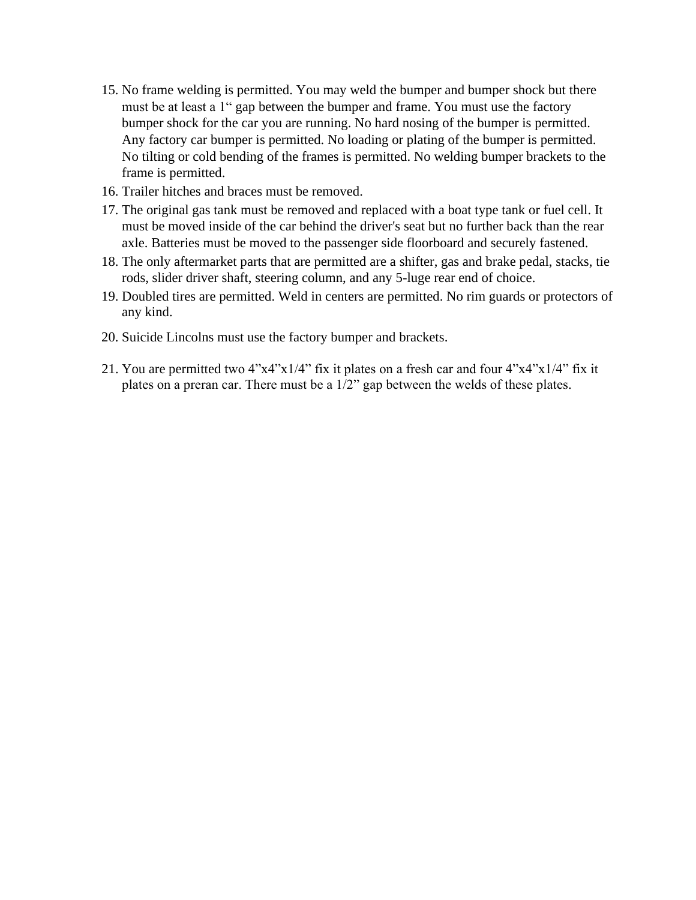15. No frame welding is permitted. You may weld the bumper and bumper shock but there must be at least a 1" gap between the bumper and frame. You must use the factory bumper shock for the car you are running. No hard nosing of the bumper is permitted. Any factory car bumper is permitted. No loading or plating of the bumper is permitted. No tilting or cold bending of the frames is permitted. No welding bumper brackets to the frame is permitted.
16. Trailer hitches and braces must be removed.
17. The original gas tank must be removed and replaced with a boat type tank or fuel cell. It must be moved inside of the car behind the driver's seat but no further back than the rear axle. Batteries must be moved to the passenger side floorboard and securely fastened.
18. The only aftermarket parts that are permitted are a shifter, gas and brake pedal, stacks, tie rods, slider driver shaft, steering column, and any 5-luge rear end of choice.
19. Doubled tires are permitted. Weld in centers are permitted. No rim guards or protectors of any kind.
20. Suicide Lincolns must use the factory bumper and brackets.
21. You are permitted two 4"x4"x1/4" fix it plates on a fresh car and four 4"x4"x1/4" fix it plates on a preran car. There must be a 1/2" gap between the welds of these plates.